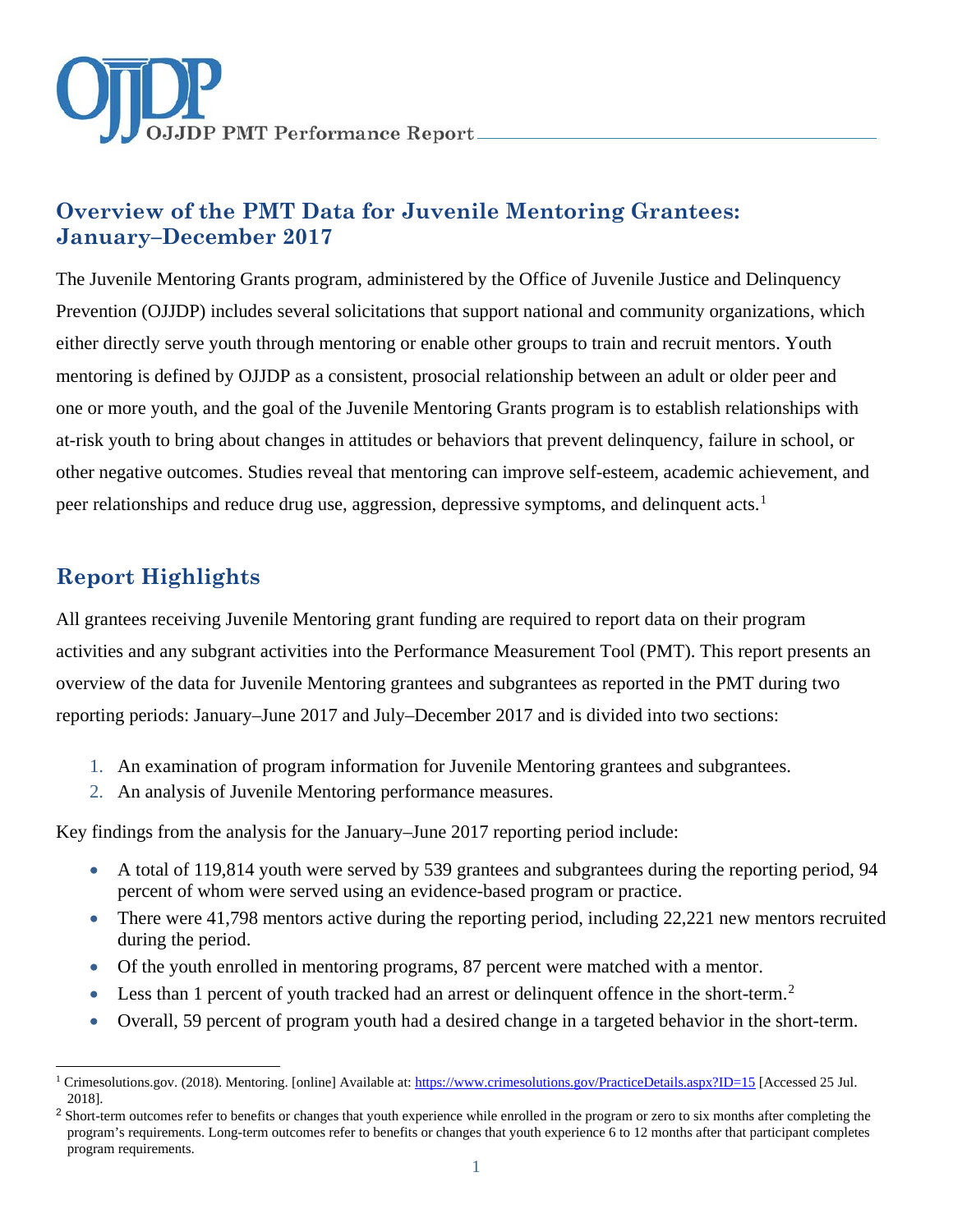OJJDP PMT Performance Report

# Overview of the PMT Data for Juvenile Mentoring Grantees: January–December 2017

The Juvenile Mentoring Grants program, administered by the Office of Juvenile Justice and Delinquency Prevention (OJJDP) includes several solicitations that support national and community organizations, which either directly serve youth through mentoring or enable other groups to train and recruit mentors. Youth mentoring is defined by OJJDP as a consistent, prosocial relationship between an adult or older peer and one or more youth, and the goal of the Juvenile Mentoring Grants program is to establish relationships with at-risk youth to bring about changes in attitudes or behaviors that prevent delinquency, failure in school, or other negative outcomes. Studies reveal that mentoring can improve self-esteem, academic achievement, and peer relationships and reduce drug use, aggression, depressive symptoms, and delinquent acts.[1]

## Report Highlights

All grantees receiving Juvenile Mentoring grant funding are required to report data on their program activities and any subgrant activities into the Performance Measurement Tool (PMT). This report presents an overview of the data for Juvenile Mentoring grantees and subgrantees as reported in the PMT during two reporting periods: January–June 2017 and July–December 2017 and is divided into two sections:

1. An examination of program information for Juvenile Mentoring grantees and subgrantees.
2. An analysis of Juvenile Mentoring performance measures.

Key findings from the analysis for the January–June 2017 reporting period include:

- A total of 119,814 youth were served by 539 grantees and subgrantees during the reporting period, 94 percent of whom were served using an evidence-based program or practice.
- There were 41,798 mentors active during the reporting period, including 22,221 new mentors recruited during the period.
- Of the youth enrolled in mentoring programs, 87 percent were matched with a mentor.
- Less than 1 percent of youth tracked had an arrest or delinquent offence in the short-term.[2]
- Overall, 59 percent of program youth had a desired change in a targeted behavior in the short-term.

---

[1] Crimesolutions.gov. (2018). Mentoring. [online] Available at: https://www.crimesolutions.gov/PracticeDetails.aspx?ID=15 [Accessed 25 Jul. 2018].

[2] Short-term outcomes refer to benefits or changes that youth experience while enrolled in the program or zero to six months after completing the program's requirements. Long-term outcomes refer to benefits or changes that youth experience 6 to 12 months after that participant completes program requirements.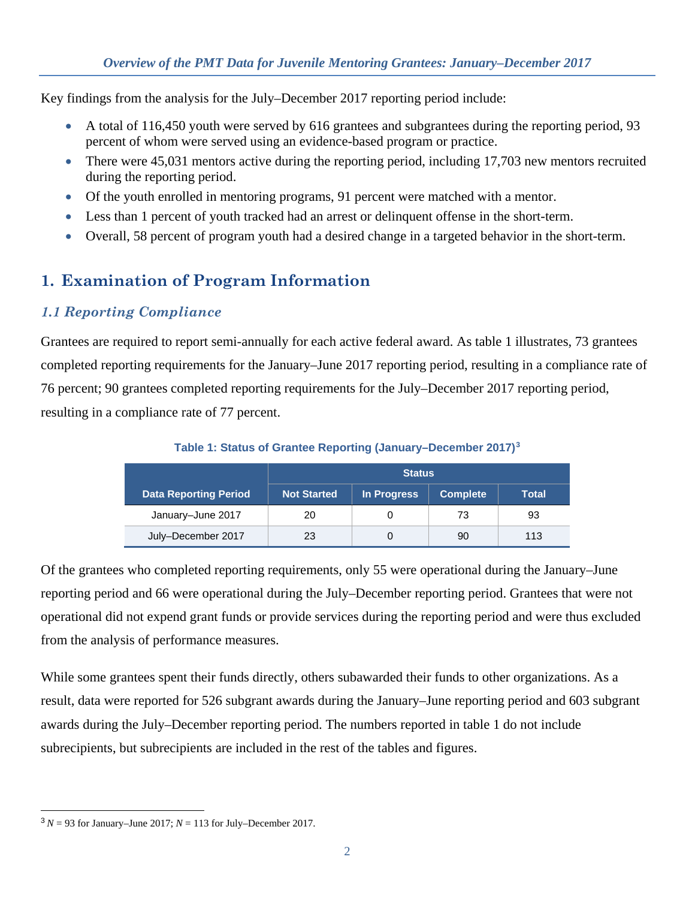Key findings from the analysis for the July–December 2017 reporting period include:

- A total of 116,450 youth were served by 616 grantees and subgrantees during the reporting period, 93 percent of whom were served using an evidence-based program or practice.
- There were 45,031 mentors active during the reporting period, including 17,703 new mentors recruited during the reporting period.
- Of the youth enrolled in mentoring programs, 91 percent were matched with a mentor.
- Less than 1 percent of youth tracked had an arrest or delinquent offense in the short-term.
- Overall, 58 percent of program youth had a desired change in a targeted behavior in the short-term.

# 1. Examination of Program Information

## *1.1 Reporting Compliance*

Grantees are required to report semi-annually for each active federal award. As table 1 illustrates, 73 grantees completed reporting requirements for the January–June 2017 reporting period, resulting in a compliance rate of 76 percent; 90 grantees completed reporting requirements for the July–December 2017 reporting period, resulting in a compliance rate of 77 percent.

**Table 1: Status of Grantee Reporting (January–December 2017)[3]**

| Data Reporting Period | Status | | | |
|---|---|---|---|---|
| | Not Started | In Progress | Complete | Total |
| January–June 2017 | 20 | 0 | 73 | 93 |
| July–December 2017 | 23 | 0 | 90 | 113 |

Of the grantees who completed reporting requirements, only 55 were operational during the January–June reporting period and 66 were operational during the July–December reporting period. Grantees that were not operational did not expend grant funds or provide services during the reporting period and were thus excluded from the analysis of performance measures.

While some grantees spent their funds directly, others subawarded their funds to other organizations. As a result, data were reported for 526 subgrant awards during the January–June reporting period and 603 subgrant awards during the July–December reporting period. The numbers reported in table 1 do not include subrecipients, but subrecipients are included in the rest of the tables and figures.

[3] *N* = 93 for January–June 2017; *N* = 113 for July–December 2017.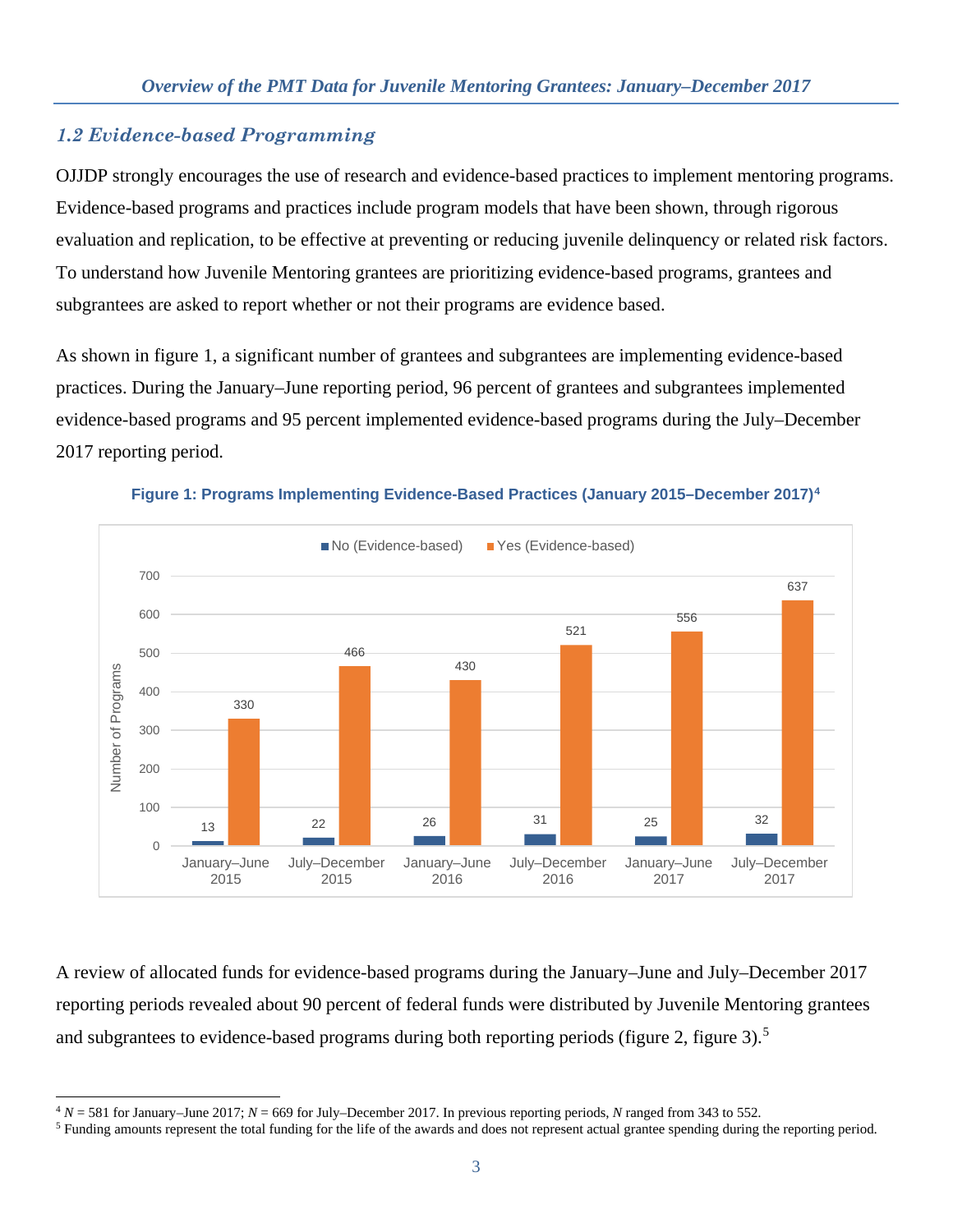## 1.2 Evidence-based Programming

OJJDP strongly encourages the use of research and evidence-based practices to implement mentoring programs. Evidence-based programs and practices include program models that have been shown, through rigorous evaluation and replication, to be effective at preventing or reducing juvenile delinquency or related risk factors. To understand how Juvenile Mentoring grantees are prioritizing evidence-based programs, grantees and subgrantees are asked to report whether or not their programs are evidence based.

As shown in figure 1, a significant number of grantees and subgrantees are implementing evidence-based practices. During the January–June reporting period, 96 percent of grantees and subgrantees implemented evidence-based programs and 95 percent implemented evidence-based programs during the July–December 2017 reporting period.

**Figure 1: Programs Implementing Evidence-Based Practices (January 2015–December 2017)[4]**

| Reporting Period | No (Evidence-based) | Yes (Evidence-based) |
| --- | --- | --- |
| January–June 2015 | 13 | 330 |
| July–December 2015 | 22 | 466 |
| January–June 2016 | 26 | 430 |
| July–December 2016 | 31 | 521 |
| January–June 2017 | 25 | 556 |
| July–December 2017 | 32 | 637 |

A review of allocated funds for evidence-based programs during the January–June and July–December 2017 reporting periods revealed about 90 percent of federal funds were distributed by Juvenile Mentoring grantees and subgrantees to evidence-based programs during both reporting periods (figure 2, figure 3).[5]

[4] *N* = 581 for January–June 2017; *N* = 669 for July–December 2017. In previous reporting periods, *N* ranged from 343 to 552.

[5] Funding amounts represent the total funding for the life of the awards and does not represent actual grantee spending during the reporting period.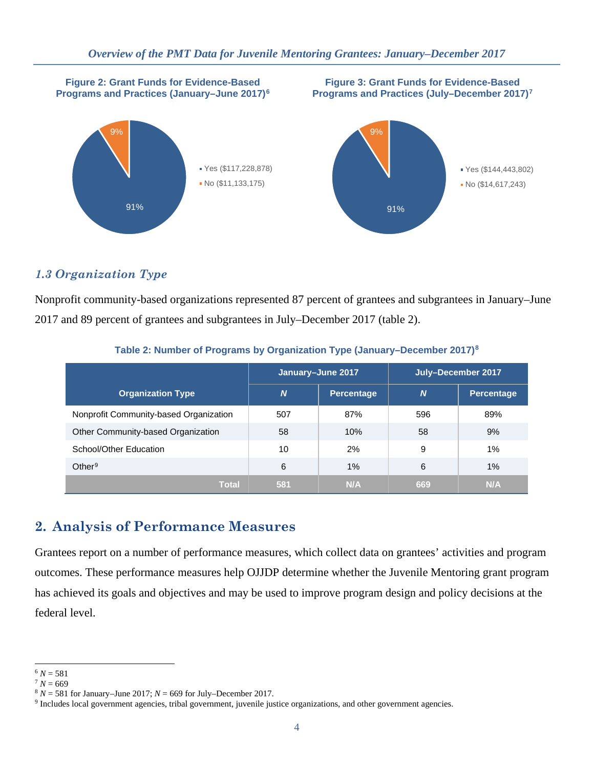**Figure 2: Grant Funds for Evidence-Based Programs and Practices (January–June 2017)[6]**

- Yes ($117,228,878) — 91%
- No ($11,133,175) — 9%

**Figure 3: Grant Funds for Evidence-Based Programs and Practices (July–December 2017)[7]**

- Yes ($144,443,802) — 91%
- No ($14,617,243) — 9%

### *1.3 Organization Type*

Nonprofit community-based organizations represented 87 percent of grantees and subgrantees in January–June 2017 and 89 percent of grantees and subgrantees in July–December 2017 (table 2).

**Table 2: Number of Programs by Organization Type (January–December 2017)[8]**

| Organization Type | January–June 2017 | | July–December 2017 | |
|---|---|---|---|---|
| | *N* | Percentage | *N* | Percentage |
| Nonprofit Community-based Organization | 507 | 87% | 596 | 89% |
| Other Community-based Organization | 58 | 10% | 58 | 9% |
| School/Other Education | 10 | 2% | 9 | 1% |
| Other[9] | 6 | 1% | 6 | 1% |
| **Total** | **581** | **N/A** | **669** | **N/A** |

## 2. Analysis of Performance Measures

Grantees report on a number of performance measures, which collect data on grantees' activities and program outcomes. These performance measures help OJJDP determine whether the Juvenile Mentoring grant program has achieved its goals and objectives and may be used to improve program design and policy decisions at the federal level.

---

[6] *N* = 581
[7] *N* = 669
[8] *N* = 581 for January–June 2017; *N* = 669 for July–December 2017.
[9] Includes local government agencies, tribal government, juvenile justice organizations, and other government agencies.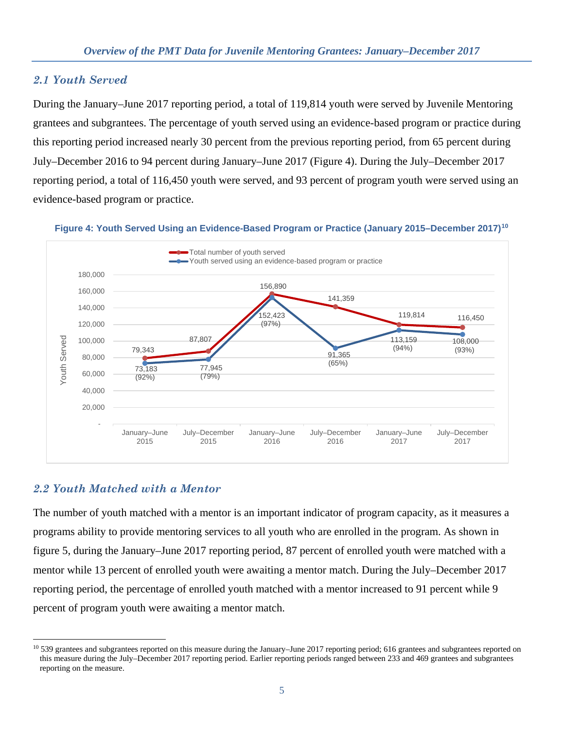## 2.1 Youth Served

During the January–June 2017 reporting period, a total of 119,814 youth were served by Juvenile Mentoring grantees and subgrantees. The percentage of youth served using an evidence-based program or practice during this reporting period increased nearly 30 percent from the previous reporting period, from 65 percent during July–December 2016 to 94 percent during January–June 2017 (Figure 4). During the July–December 2017 reporting period, a total of 116,450 youth were served, and 93 percent of program youth were served using an evidence-based program or practice.

**Figure 4: Youth Served Using an Evidence-Based Program or Practice (January 2015–December 2017)[10]**

| Reporting Period | Total number of youth served | Youth served using an evidence-based program or practice |
|---|---|---|
| January–June 2015 | 79,343 | 73,183 (92%) |
| July–December 2015 | 87,807 | 77,945 (79%) |
| January–June 2016 | 156,890 | 152,423 (97%) |
| July–December 2016 | 141,359 | 91,365 (65%) |
| January–June 2017 | 119,814 | 113,159 (94%) |
| July–December 2017 | 116,450 | 108,000 (93%) |

## 2.2 Youth Matched with a Mentor

The number of youth matched with a mentor is an important indicator of program capacity, as it measures a programs ability to provide mentoring services to all youth who are enrolled in the program. As shown in figure 5, during the January–June 2017 reporting period, 87 percent of enrolled youth were matched with a mentor while 13 percent of enrolled youth were awaiting a mentor match. During the July–December 2017 reporting period, the percentage of enrolled youth matched with a mentor increased to 91 percent while 9 percent of program youth were awaiting a mentor match.

[10] 539 grantees and subgrantees reported on this measure during the January–June 2017 reporting period; 616 grantees and subgrantees reported on this measure during the July–December 2017 reporting period. Earlier reporting periods ranged between 233 and 469 grantees and subgrantees reporting on the measure.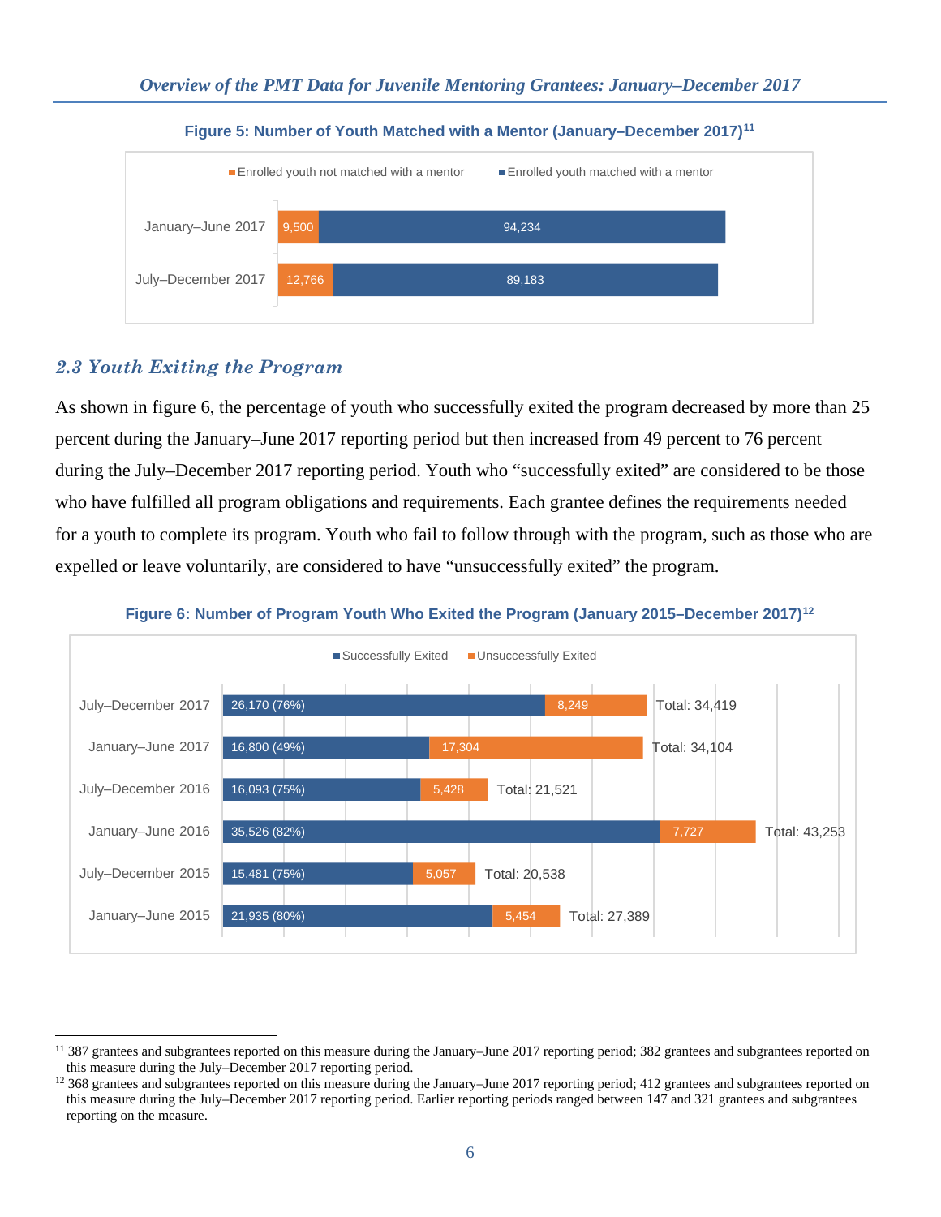**Figure 5: Number of Youth Matched with a Mentor (January–December 2017)[11]**

| Period | Enrolled youth not matched with a mentor | Enrolled youth matched with a mentor |
|---|---|---|
| January–June 2017 | 9,500 | 94,234 |
| July–December 2017 | 12,766 | 89,183 |

## *2.3 Youth Exiting the Program*

As shown in figure 6, the percentage of youth who successfully exited the program decreased by more than 25 percent during the January–June 2017 reporting period but then increased from 49 percent to 76 percent during the July–December 2017 reporting period. Youth who "successfully exited" are considered to be those who have fulfilled all program obligations and requirements. Each grantee defines the requirements needed for a youth to complete its program. Youth who fail to follow through with the program, such as those who are expelled or leave voluntarily, are considered to have "unsuccessfully exited" the program.

**Figure 6: Number of Program Youth Who Exited the Program (January 2015–December 2017)[12]**

| Period | Successfully Exited | Unsuccessfully Exited | Total |
|---|---|---|---|
| July–December 2017 | 26,170 (76%) | 8,249 | 34,419 |
| January–June 2017 | 16,800 (49%) | 17,304 | 34,104 |
| July–December 2016 | 16,093 (75%) | 5,428 | 21,521 |
| January–June 2016 | 35,526 (82%) | 7,727 | 43,253 |
| July–December 2015 | 15,481 (75%) | 5,057 | 20,538 |
| January–June 2015 | 21,935 (80%) | 5,454 | 27,389 |

---

[11] 387 grantees and subgrantees reported on this measure during the January–June 2017 reporting period; 382 grantees and subgrantees reported on this measure during the July–December 2017 reporting period.

[12] 368 grantees and subgrantees reported on this measure during the January–June 2017 reporting period; 412 grantees and subgrantees reported on this measure during the July–December 2017 reporting period. Earlier reporting periods ranged between 147 and 321 grantees and subgrantees reporting on the measure.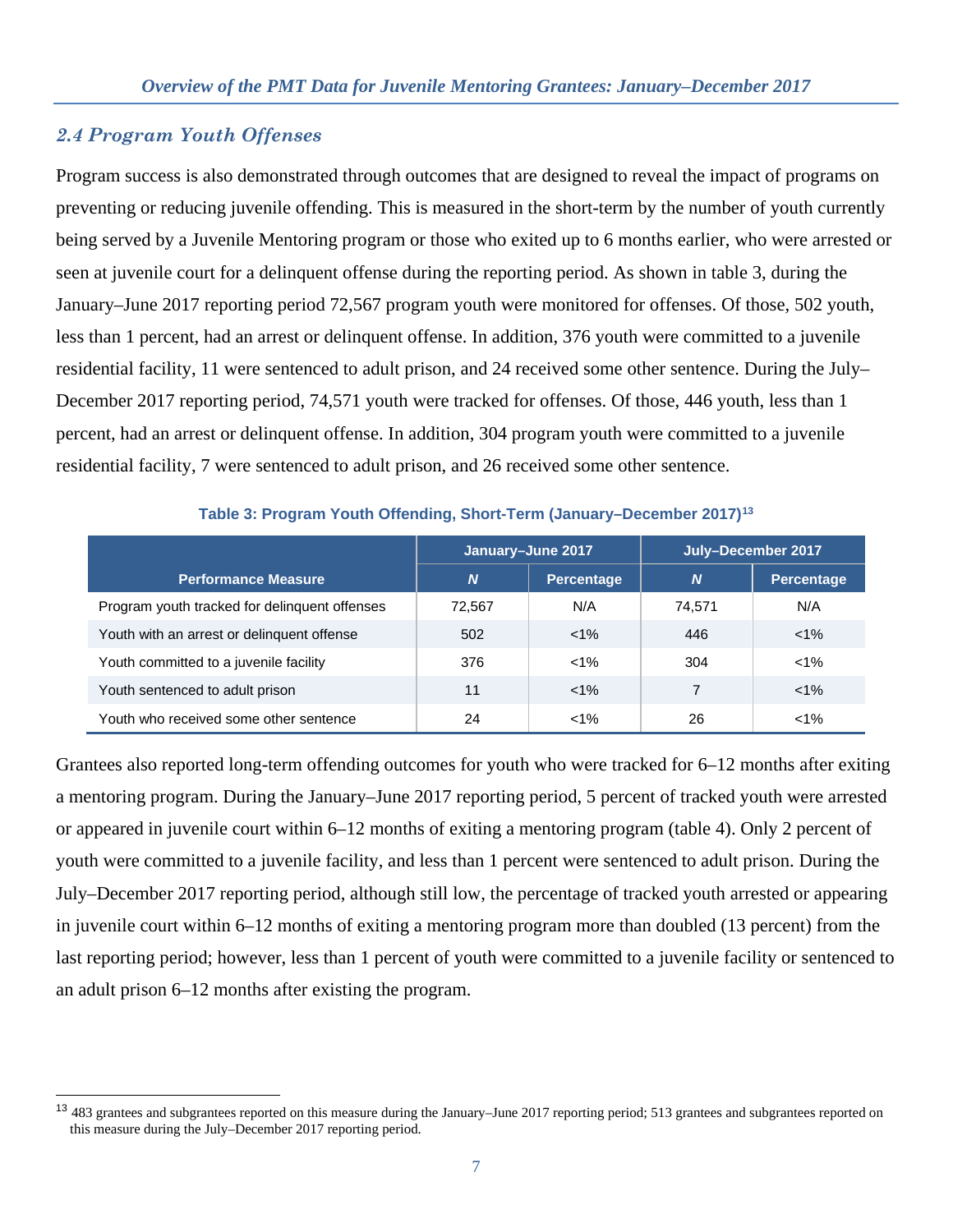## *2.4 Program Youth Offenses*

Program success is also demonstrated through outcomes that are designed to reveal the impact of programs on preventing or reducing juvenile offending. This is measured in the short-term by the number of youth currently being served by a Juvenile Mentoring program or those who exited up to 6 months earlier, who were arrested or seen at juvenile court for a delinquent offense during the reporting period. As shown in table 3, during the January–June 2017 reporting period 72,567 program youth were monitored for offenses. Of those, 502 youth, less than 1 percent, had an arrest or delinquent offense. In addition, 376 youth were committed to a juvenile residential facility, 11 were sentenced to adult prison, and 24 received some other sentence. During the July–December 2017 reporting period, 74,571 youth were tracked for offenses. Of those, 446 youth, less than 1 percent, had an arrest or delinquent offense. In addition, 304 program youth were committed to a juvenile residential facility, 7 were sentenced to adult prison, and 26 received some other sentence.

**Table 3: Program Youth Offending, Short-Term (January–December 2017)[13]**

| Performance Measure | January–June 2017 | | July–December 2017 | |
|---|---|---|---|---|
| | ***N*** | **Percentage** | ***N*** | **Percentage** |
| Program youth tracked for delinquent offenses | 72,567 | N/A | 74,571 | N/A |
| Youth with an arrest or delinquent offense | 502 | <1% | 446 | <1% |
| Youth committed to a juvenile facility | 376 | <1% | 304 | <1% |
| Youth sentenced to adult prison | 11 | <1% | 7 | <1% |
| Youth who received some other sentence | 24 | <1% | 26 | <1% |

Grantees also reported long-term offending outcomes for youth who were tracked for 6–12 months after exiting a mentoring program. During the January–June 2017 reporting period, 5 percent of tracked youth were arrested or appeared in juvenile court within 6–12 months of exiting a mentoring program (table 4). Only 2 percent of youth were committed to a juvenile facility, and less than 1 percent were sentenced to adult prison. During the July–December 2017 reporting period, although still low, the percentage of tracked youth arrested or appearing in juvenile court within 6–12 months of exiting a mentoring program more than doubled (13 percent) from the last reporting period; however, less than 1 percent of youth were committed to a juvenile facility or sentenced to an adult prison 6–12 months after existing the program.

[13] 483 grantees and subgrantees reported on this measure during the January–June 2017 reporting period; 513 grantees and subgrantees reported on this measure during the July–December 2017 reporting period.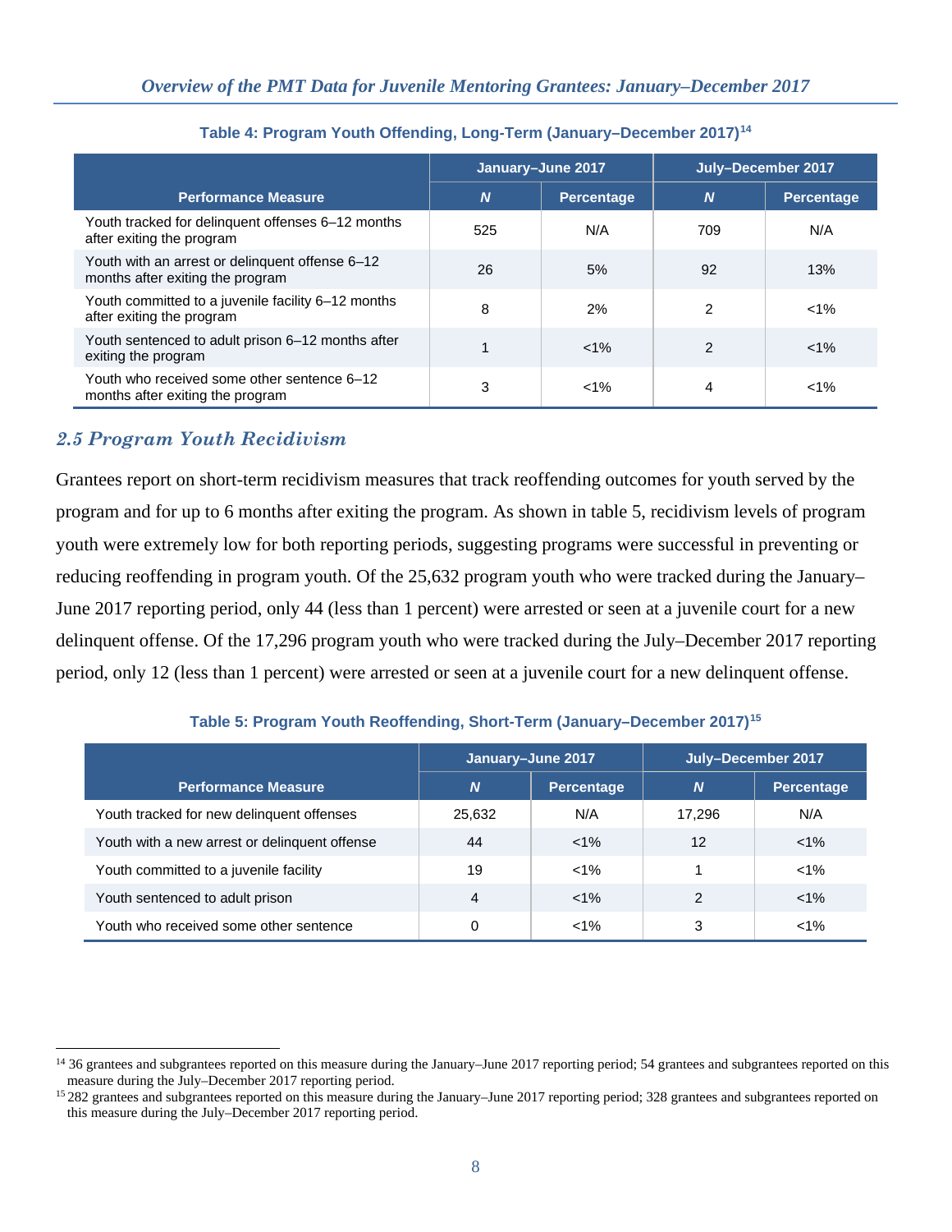**Table 4: Program Youth Offending, Long-Term (January–December 2017)[14]**

| Performance Measure | January–June 2017 | | July–December 2017 | |
|---|---|---|---|---|
| | N | Percentage | N | Percentage |
| Youth tracked for delinquent offenses 6–12 months after exiting the program | 525 | N/A | 709 | N/A |
| Youth with an arrest or delinquent offense 6–12 months after exiting the program | 26 | 5% | 92 | 13% |
| Youth committed to a juvenile facility 6–12 months after exiting the program | 8 | 2% | 2 | <1% |
| Youth sentenced to adult prison 6–12 months after exiting the program | 1 | <1% | 2 | <1% |
| Youth who received some other sentence 6–12 months after exiting the program | 3 | <1% | 4 | <1% |

## 2.5 Program Youth Recidivism

Grantees report on short-term recidivism measures that track reoffending outcomes for youth served by the program and for up to 6 months after exiting the program. As shown in table 5, recidivism levels of program youth were extremely low for both reporting periods, suggesting programs were successful in preventing or reducing reoffending in program youth. Of the 25,632 program youth who were tracked during the January–June 2017 reporting period, only 44 (less than 1 percent) were arrested or seen at a juvenile court for a new delinquent offense. Of the 17,296 program youth who were tracked during the July–December 2017 reporting period, only 12 (less than 1 percent) were arrested or seen at a juvenile court for a new delinquent offense.

**Table 5: Program Youth Reoffending, Short-Term (January–December 2017)[15]**

| Performance Measure | January–June 2017 | | July–December 2017 | |
|---|---|---|---|---|
| | N | Percentage | N | Percentage |
| Youth tracked for new delinquent offenses | 25,632 | N/A | 17,296 | N/A |
| Youth with a new arrest or delinquent offense | 44 | <1% | 12 | <1% |
| Youth committed to a juvenile facility | 19 | <1% | 1 | <1% |
| Youth sentenced to adult prison | 4 | <1% | 2 | <1% |
| Youth who received some other sentence | 0 | <1% | 3 | <1% |

[14] 36 grantees and subgrantees reported on this measure during the January–June 2017 reporting period; 54 grantees and subgrantees reported on this measure during the July–December 2017 reporting period.

[15] 282 grantees and subgrantees reported on this measure during the January–June 2017 reporting period; 328 grantees and subgrantees reported on this measure during the July–December 2017 reporting period.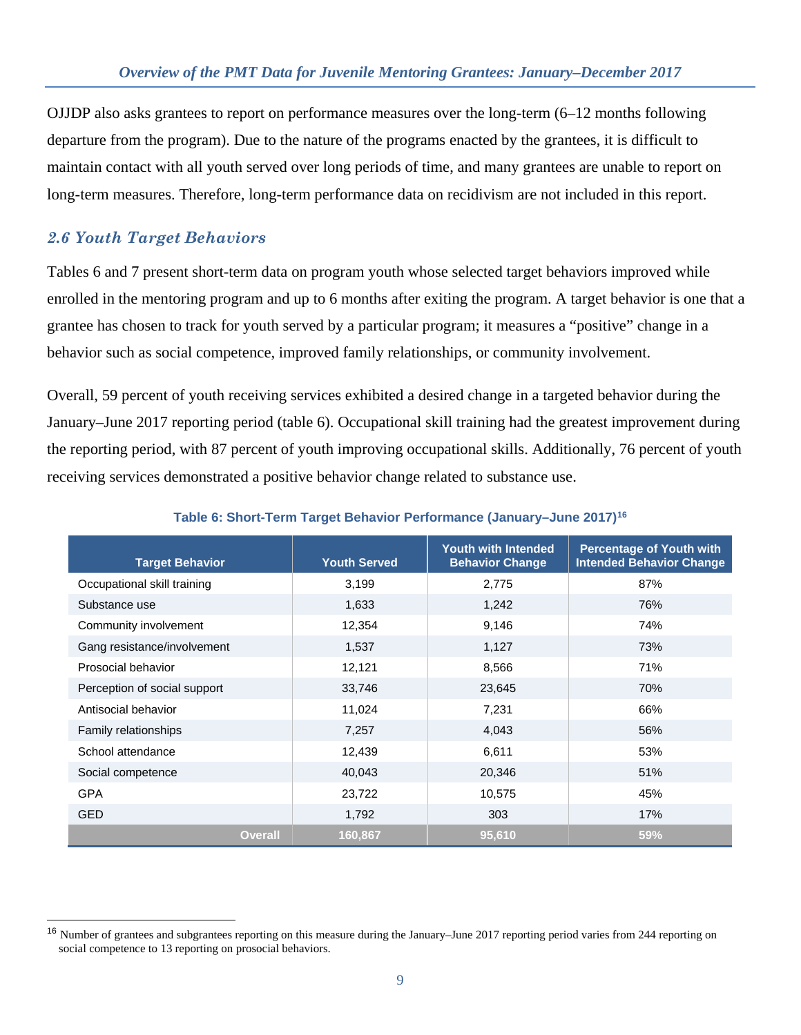OJJDP also asks grantees to report on performance measures over the long-term (6–12 months following departure from the program). Due to the nature of the programs enacted by the grantees, it is difficult to maintain contact with all youth served over long periods of time, and many grantees are unable to report on long-term measures. Therefore, long-term performance data on recidivism are not included in this report.

## *2.6 Youth Target Behaviors*

Tables 6 and 7 present short-term data on program youth whose selected target behaviors improved while enrolled in the mentoring program and up to 6 months after exiting the program. A target behavior is one that a grantee has chosen to track for youth served by a particular program; it measures a "positive" change in a behavior such as social competence, improved family relationships, or community involvement.

Overall, 59 percent of youth receiving services exhibited a desired change in a targeted behavior during the January–June 2017 reporting period (table 6). Occupational skill training had the greatest improvement during the reporting period, with 87 percent of youth improving occupational skills. Additionally, 76 percent of youth receiving services demonstrated a positive behavior change related to substance use.

**Table 6: Short-Term Target Behavior Performance (January–June 2017)[16]**

| Target Behavior | Youth Served | Youth with Intended Behavior Change | Percentage of Youth with Intended Behavior Change |
|---|---|---|---|
| Occupational skill training | 3,199 | 2,775 | 87% |
| Substance use | 1,633 | 1,242 | 76% |
| Community involvement | 12,354 | 9,146 | 74% |
| Gang resistance/involvement | 1,537 | 1,127 | 73% |
| Prosocial behavior | 12,121 | 8,566 | 71% |
| Perception of social support | 33,746 | 23,645 | 70% |
| Antisocial behavior | 11,024 | 7,231 | 66% |
| Family relationships | 7,257 | 4,043 | 56% |
| School attendance | 12,439 | 6,611 | 53% |
| Social competence | 40,043 | 20,346 | 51% |
| GPA | 23,722 | 10,575 | 45% |
| GED | 1,792 | 303 | 17% |
| **Overall** | **160,867** | **95,610** | **59%** |

[16] Number of grantees and subgrantees reporting on this measure during the January–June 2017 reporting period varies from 244 reporting on social competence to 13 reporting on prosocial behaviors.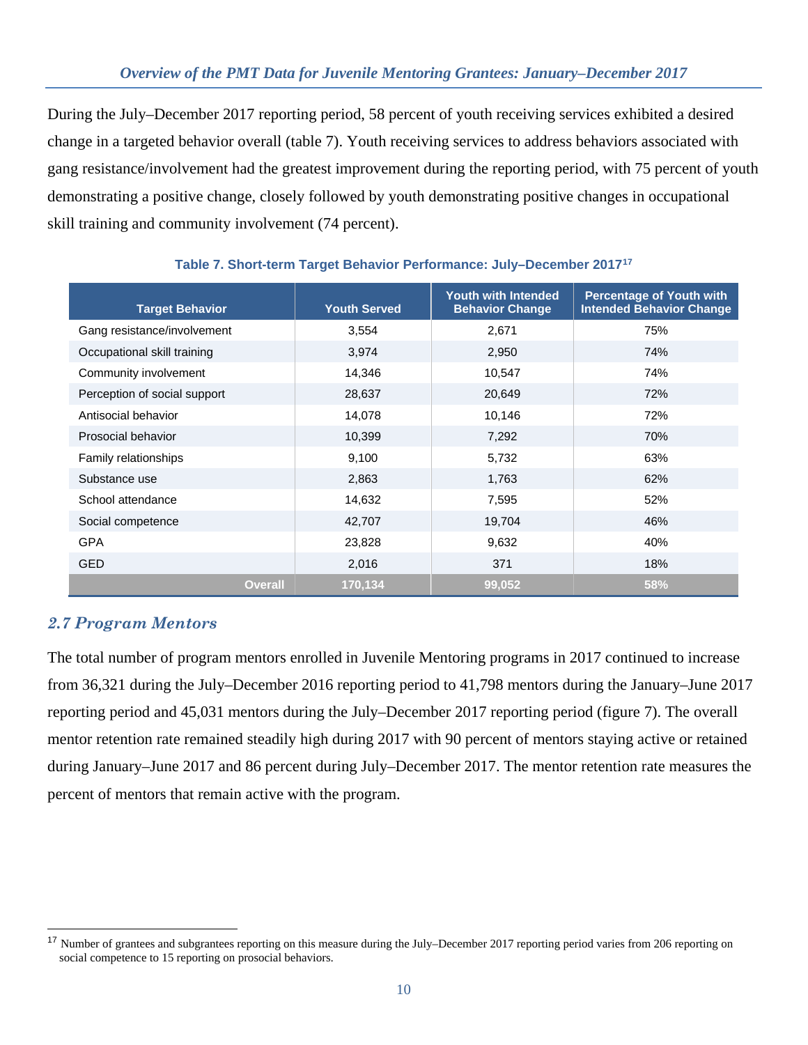During the July–December 2017 reporting period, 58 percent of youth receiving services exhibited a desired change in a targeted behavior overall (table 7). Youth receiving services to address behaviors associated with gang resistance/involvement had the greatest improvement during the reporting period, with 75 percent of youth demonstrating a positive change, closely followed by youth demonstrating positive changes in occupational skill training and community involvement (74 percent).

**Table 7. Short-term Target Behavior Performance: July–December 2017[17]**

| Target Behavior | Youth Served | Youth with Intended Behavior Change | Percentage of Youth with Intended Behavior Change |
|---|---|---|---|
| Gang resistance/involvement | 3,554 | 2,671 | 75% |
| Occupational skill training | 3,974 | 2,950 | 74% |
| Community involvement | 14,346 | 10,547 | 74% |
| Perception of social support | 28,637 | 20,649 | 72% |
| Antisocial behavior | 14,078 | 10,146 | 72% |
| Prosocial behavior | 10,399 | 7,292 | 70% |
| Family relationships | 9,100 | 5,732 | 63% |
| Substance use | 2,863 | 1,763 | 62% |
| School attendance | 14,632 | 7,595 | 52% |
| Social competence | 42,707 | 19,704 | 46% |
| GPA | 23,828 | 9,632 | 40% |
| GED | 2,016 | 371 | 18% |
| **Overall** | **170,134** | **99,052** | **58%** |

## 2.7 Program Mentors

The total number of program mentors enrolled in Juvenile Mentoring programs in 2017 continued to increase from 36,321 during the July–December 2016 reporting period to 41,798 mentors during the January–June 2017 reporting period and 45,031 mentors during the July–December 2017 reporting period (figure 7). The overall mentor retention rate remained steadily high during 2017 with 90 percent of mentors staying active or retained during January–June 2017 and 86 percent during July–December 2017. The mentor retention rate measures the percent of mentors that remain active with the program.

[17] Number of grantees and subgrantees reporting on this measure during the July–December 2017 reporting period varies from 206 reporting on social competence to 15 reporting on prosocial behaviors.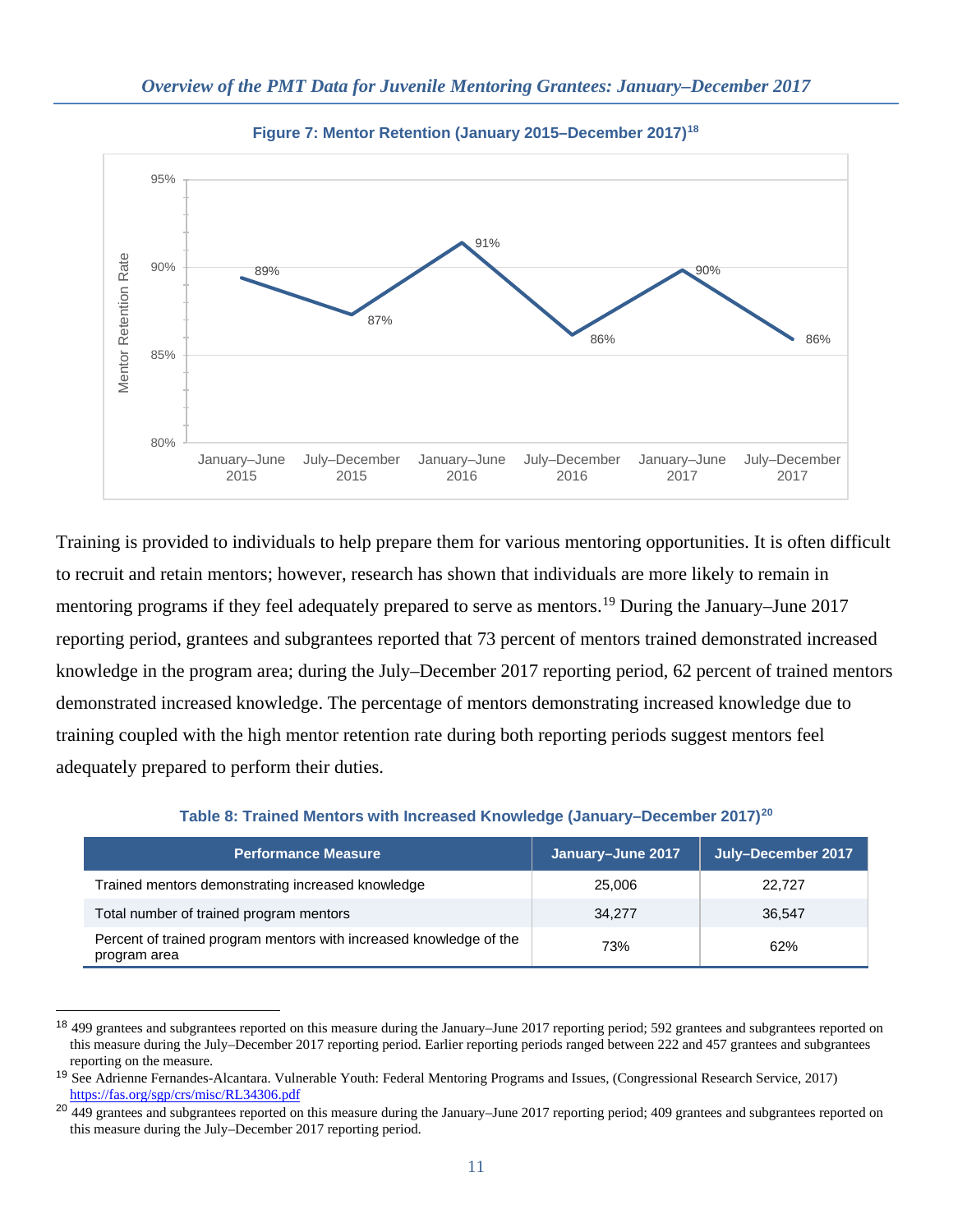**Figure 7: Mentor Retention (January 2015–December 2017)**[18]

Training is provided to individuals to help prepare them for various mentoring opportunities. It is often difficult to recruit and retain mentors; however, research has shown that individuals are more likely to remain in mentoring programs if they feel adequately prepared to serve as mentors.[19] During the January–June 2017 reporting period, grantees and subgrantees reported that 73 percent of mentors trained demonstrated increased knowledge in the program area; during the July–December 2017 reporting period, 62 percent of trained mentors demonstrated increased knowledge. The percentage of mentors demonstrating increased knowledge due to training coupled with the high mentor retention rate during both reporting periods suggest mentors feel adequately prepared to perform their duties.

**Table 8: Trained Mentors with Increased Knowledge (January–December 2017)**[20]

| Performance Measure | January–June 2017 | July–December 2017 |
|---|---|---|
| Trained mentors demonstrating increased knowledge | 25,006 | 22,727 |
| Total number of trained program mentors | 34,277 | 36,547 |
| Percent of trained program mentors with increased knowledge of the program area | 73% | 62% |

[18] 499 grantees and subgrantees reported on this measure during the January–June 2017 reporting period; 592 grantees and subgrantees reported on this measure during the July–December 2017 reporting period. Earlier reporting periods ranged between 222 and 457 grantees and subgrantees reporting on the measure.

[19] See Adrienne Fernandes-Alcantara. Vulnerable Youth: Federal Mentoring Programs and Issues, (Congressional Research Service, 2017) https://fas.org/sgp/crs/misc/RL34306.pdf

[20] 449 grantees and subgrantees reported on this measure during the January–June 2017 reporting period; 409 grantees and subgrantees reported on this measure during the July–December 2017 reporting period.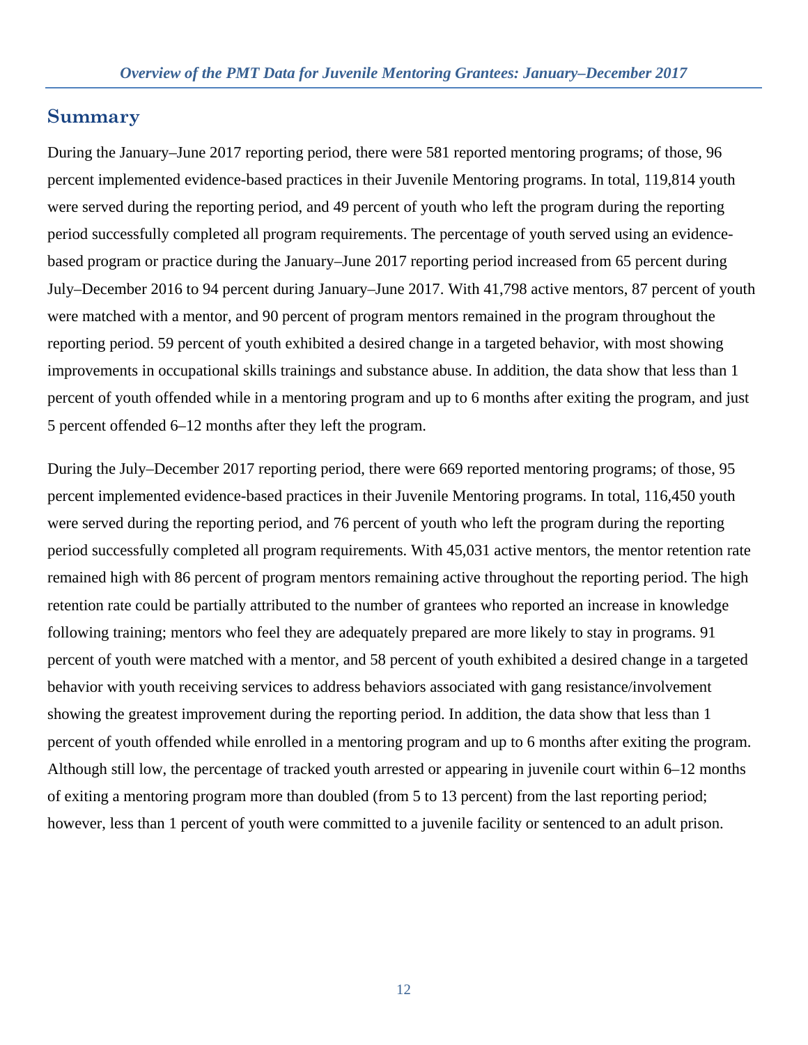## Summary

During the January–June 2017 reporting period, there were 581 reported mentoring programs; of those, 96 percent implemented evidence-based practices in their Juvenile Mentoring programs. In total, 119,814 youth were served during the reporting period, and 49 percent of youth who left the program during the reporting period successfully completed all program requirements. The percentage of youth served using an evidence-based program or practice during the January–June 2017 reporting period increased from 65 percent during July–December 2016 to 94 percent during January–June 2017. With 41,798 active mentors, 87 percent of youth were matched with a mentor, and 90 percent of program mentors remained in the program throughout the reporting period. 59 percent of youth exhibited a desired change in a targeted behavior, with most showing improvements in occupational skills trainings and substance abuse. In addition, the data show that less than 1 percent of youth offended while in a mentoring program and up to 6 months after exiting the program, and just 5 percent offended 6–12 months after they left the program.

During the July–December 2017 reporting period, there were 669 reported mentoring programs; of those, 95 percent implemented evidence-based practices in their Juvenile Mentoring programs. In total, 116,450 youth were served during the reporting period, and 76 percent of youth who left the program during the reporting period successfully completed all program requirements. With 45,031 active mentors, the mentor retention rate remained high with 86 percent of program mentors remaining active throughout the reporting period. The high retention rate could be partially attributed to the number of grantees who reported an increase in knowledge following training; mentors who feel they are adequately prepared are more likely to stay in programs. 91 percent of youth were matched with a mentor, and 58 percent of youth exhibited a desired change in a targeted behavior with youth receiving services to address behaviors associated with gang resistance/involvement showing the greatest improvement during the reporting period. In addition, the data show that less than 1 percent of youth offended while enrolled in a mentoring program and up to 6 months after exiting the program. Although still low, the percentage of tracked youth arrested or appearing in juvenile court within 6–12 months of exiting a mentoring program more than doubled (from 5 to 13 percent) from the last reporting period; however, less than 1 percent of youth were committed to a juvenile facility or sentenced to an adult prison.